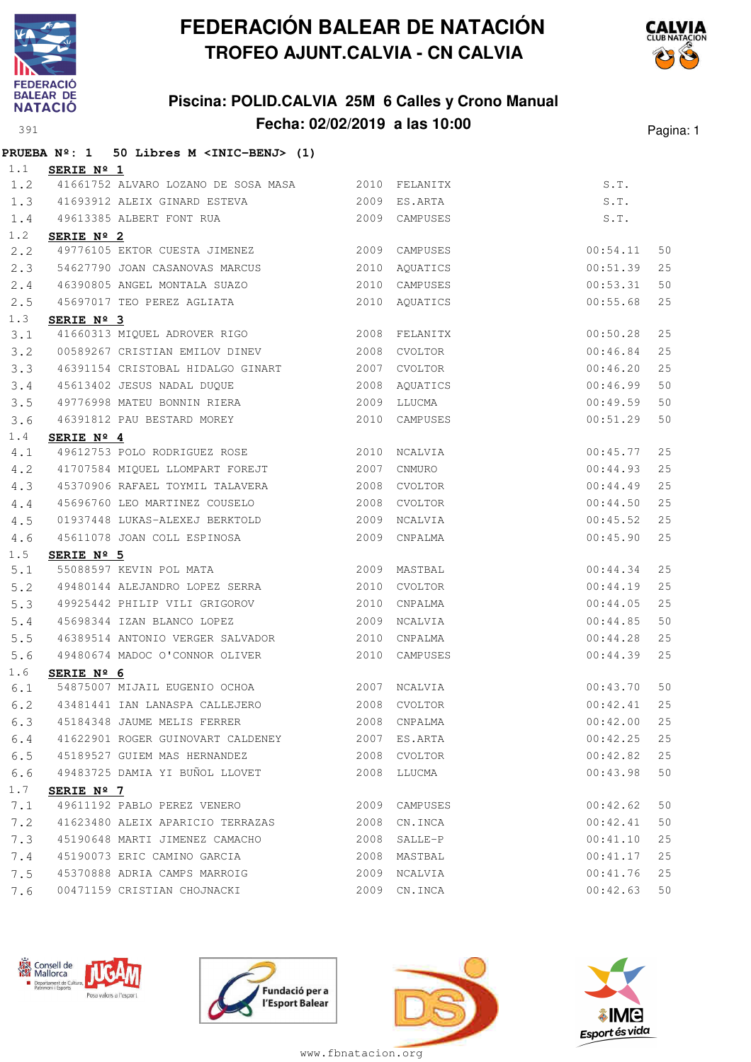# FEDERACIÓN BALEAR DE NATACIÓN

## TROFEO AJUNT.CALVIA - CN CALVIA

### Piscina: POLID.CALVIA 25M 6 Calles y Crono Manual

### Fecha: 02/02/2019 a las 10:00

**PRUEBA Nº: 1 50 Libres M <INIC-BENJ> (1)**

1.1 **SERIE Nº 1**

| | | | | | | |
|---|---|---|---|---|---|---|
| 1.2 | 41661752 | ALVARO LOZANO DE SOSA MASA | 2010 | FELANITX | S.T. | |
| 1.3 | 41693912 | ALEIX GINARD ESTEVA | 2009 | ES.ARTA | S.T. | |
| 1.4 | 49613385 | ALBERT FONT RUA | 2009 | CAMPUSES | S.T. | |

1.2 **SERIE Nº 2**

| | | | | | | |
|---|---|---|---|---|---|---|
| 2.2 | 49776105 | EKTOR CUESTA JIMENEZ | 2009 | CAMPUSES | 00:54.11 | 50 |
| 2.3 | 54627790 | JOAN CASANOVAS MARCUS | 2010 | AQUATICS | 00:51.39 | 25 |
| 2.4 | 46390805 | ANGEL MONTALA SUAZO | 2010 | CAMPUSES | 00:53.31 | 50 |
| 2.5 | 45697017 | TEO PEREZ AGLIATA | 2010 | AQUATICS | 00:55.68 | 25 |

1.3 **SERIE Nº 3**

| | | | | | | |
|---|---|---|---|---|---|---|
| 3.1 | 41660313 | MIQUEL ADROVER RIGO | 2008 | FELANITX | 00:50.28 | 25 |
| 3.2 | 00589267 | CRISTIAN EMILOV DINEV | 2008 | CVOLTOR | 00:46.84 | 25 |
| 3.3 | 46391154 | CRISTOBAL HIDALGO GINART | 2007 | CVOLTOR | 00:46.20 | 25 |
| 3.4 | 45613402 | JESUS NADAL DUQUE | 2008 | AQUATICS | 00:46.99 | 50 |
| 3.5 | 49776998 | MATEU BONNIN RIERA | 2009 | LLUCMA | 00:49.59 | 50 |
| 3.6 | 46391812 | PAU BESTARD MOREY | 2010 | CAMPUSES | 00:51.29 | 50 |

1.4 **SERIE Nº 4**

| | | | | | | |
|---|---|---|---|---|---|---|
| 4.1 | 49612753 | POLO RODRIGUEZ ROSE | 2010 | NCALVIA | 00:45.77 | 25 |
| 4.2 | 41707584 | MIQUEL LLOMPART FOREJT | 2007 | CNMURO | 00:44.93 | 25 |
| 4.3 | 45370906 | RAFAEL TOYMIL TALAVERA | 2008 | CVOLTOR | 00:44.49 | 25 |
| 4.4 | 45696760 | LEO MARTINEZ COUSELO | 2008 | CVOLTOR | 00:44.50 | 25 |
| 4.5 | 01937448 | LUKAS-ALEXEJ BERKTOLD | 2009 | NCALVIA | 00:45.52 | 25 |
| 4.6 | 45611078 | JOAN COLL ESPINOSA | 2009 | CNPALMA | 00:45.90 | 25 |

1.5 **SERIE Nº 5**

| | | | | | | |
|---|---|---|---|---|---|---|
| 5.1 | 55088597 | KEVIN POL MATA | 2009 | MASTBAL | 00:44.34 | 25 |
| 5.2 | 49480144 | ALEJANDRO LOPEZ SERRA | 2010 | CVOLTOR | 00:44.19 | 25 |
| 5.3 | 49925442 | PHILIP VILI GRIGOROV | 2010 | CNPALMA | 00:44.05 | 25 |
| 5.4 | 45698344 | IZAN BLANCO LOPEZ | 2009 | NCALVIA | 00:44.85 | 50 |
| 5.5 | 46389514 | ANTONIO VERGER SALVADOR | 2010 | CNPALMA | 00:44.28 | 25 |
| 5.6 | 49480674 | MADOC O'CONNOR OLIVER | 2010 | CAMPUSES | 00:44.39 | 25 |

1.6 **SERIE Nº 6**

| | | | | | | |
|---|---|---|---|---|---|---|
| 6.1 | 54875007 | MIJAIL EUGENIO OCHOA | 2007 | NCALVIA | 00:43.70 | 50 |
| 6.2 | 43481441 | IAN LANASPA CALLEJERO | 2008 | CVOLTOR | 00:42.41 | 25 |
| 6.3 | 45184348 | JAUME MELIS FERRER | 2008 | CNPALMA | 00:42.00 | 25 |
| 6.4 | 41622901 | ROGER GUINOVART CALDENEY | 2007 | ES.ARTA | 00:42.25 | 25 |
| 6.5 | 45189527 | GUIEM MAS HERNANDEZ | 2008 | CVOLTOR | 00:42.82 | 25 |
| 6.6 | 49483725 | DAMIA YI BUÑOL LLOVET | 2008 | LLUCMA | 00:43.98 | 50 |

1.7 **SERIE Nº 7**

| | | | | | | |
|---|---|---|---|---|---|---|
| 7.1 | 49611192 | PABLO PEREZ VENERO | 2009 | CAMPUSES | 00:42.62 | 50 |
| 7.2 | 41623480 | ALEIX APARICIO TERRAZAS | 2008 | CN.INCA | 00:42.41 | 50 |
| 7.3 | 45190648 | MARTI JIMENEZ CAMACHO | 2008 | SALLE-P | 00:41.10 | 25 |
| 7.4 | 45190073 | ERIC CAMINO GARCIA | 2008 | MASTBAL | 00:41.17 | 25 |
| 7.5 | 45370888 | ADRIA CAMPS MARROIG | 2009 | NCALVIA | 00:41.76 | 25 |
| 7.6 | 00471159 | CRISTIAN CHOJNACKI | 2009 | CN.INCA | 00:42.63 | 50 |

www.fbnatacion.org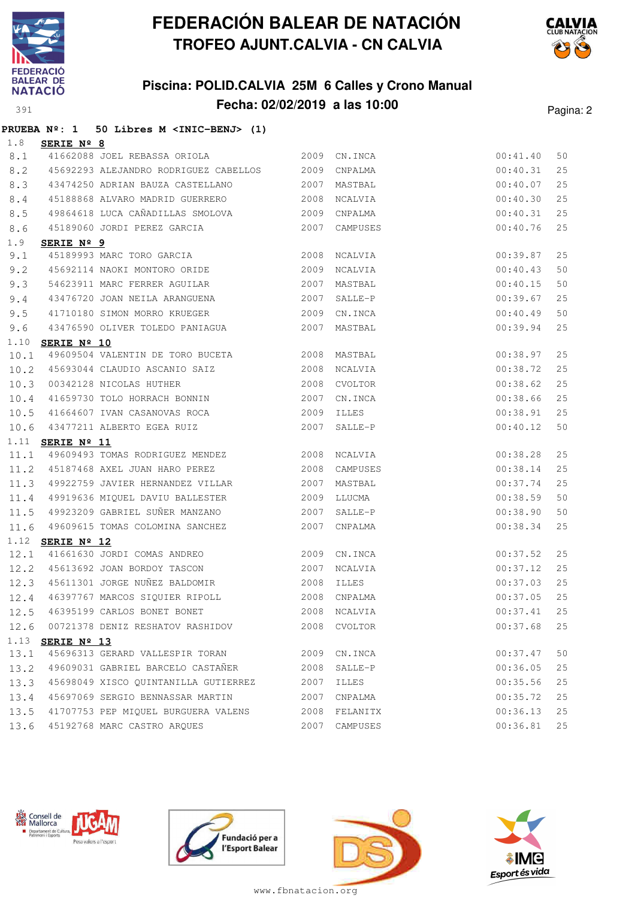# FEDERACIÓN BALEAR DE NATACIÓN
## TROFEO AJUNT.CALVIA - CN CALVIA

### Piscina: POLID.CALVIA 25M 6 Calles y Crono Manual
### Fecha: 02/02/2019 a las 10:00

391

**PRUEBA Nº: 1 50 Libres M <INIC-BENJ> (1)**

1.8 **SERIE Nº 8**

| | | | | | | |
|---|---|---|---|---|---|---|
| 8.1 | 41662088 | JOEL REBASSA ORIOLA | 2009 | CN.INCA | 00:41.40 | 50 |
| 8.2 | 45692293 | ALEJANDRO RODRIGUEZ CABELLOS | 2009 | CNPALMA | 00:40.31 | 25 |
| 8.3 | 43474250 | ADRIAN BAUZA CASTELLANO | 2007 | MASTBAL | 00:40.07 | 25 |
| 8.4 | 45188868 | ALVARO MADRID GUERRERO | 2008 | NCALVIA | 00:40.30 | 25 |
| 8.5 | 49864618 | LUCA CAÑADILLAS SMOLOVA | 2009 | CNPALMA | 00:40.31 | 25 |
| 8.6 | 45189060 | JORDI PEREZ GARCIA | 2007 | CAMPUSES | 00:40.76 | 25 |

1.9 **SERIE Nº 9**

| | | | | | | |
|---|---|---|---|---|---|---|
| 9.1 | 45189993 | MARC TORO GARCIA | 2008 | NCALVIA | 00:39.87 | 25 |
| 9.2 | 45692114 | NAOKI MONTORO ORIDE | 2009 | NCALVIA | 00:40.43 | 50 |
| 9.3 | 54623911 | MARC FERRER AGUILAR | 2007 | MASTBAL | 00:40.15 | 50 |
| 9.4 | 43476720 | JOAN NEILA ARANGUENA | 2007 | SALLE-P | 00:39.67 | 25 |
| 9.5 | 41710180 | SIMON MORRO KRUEGER | 2009 | CN.INCA | 00:40.49 | 50 |
| 9.6 | 43476590 | OLIVER TOLEDO PANIAGUA | 2007 | MASTBAL | 00:39.94 | 25 |

1.10 **SERIE Nº 10**

| | | | | | | |
|---|---|---|---|---|---|---|
| 10.1 | 49609504 | VALENTIN DE TORO BUCETA | 2008 | MASTBAL | 00:38.97 | 25 |
| 10.2 | 45693044 | CLAUDIO ASCANIO SAIZ | 2008 | NCALVIA | 00:38.72 | 25 |
| 10.3 | 00342128 | NICOLAS HUTHER | 2008 | CVOLTOR | 00:38.62 | 25 |
| 10.4 | 41659730 | TOLO HORRACH BONNIN | 2007 | CN.INCA | 00:38.66 | 25 |
| 10.5 | 41664607 | IVAN CASANOVAS ROCA | 2009 | ILLES | 00:38.91 | 25 |
| 10.6 | 43477211 | ALBERTO EGEA RUIZ | 2007 | SALLE-P | 00:40.12 | 50 |

1.11 **SERIE Nº 11**

| | | | | | | |
|---|---|---|---|---|---|---|
| 11.1 | 49609493 | TOMAS RODRIGUEZ MENDEZ | 2008 | NCALVIA | 00:38.28 | 25 |
| 11.2 | 45187468 | AXEL JUAN HARO PEREZ | 2008 | CAMPUSES | 00:38.14 | 25 |
| 11.3 | 49922759 | JAVIER HERNANDEZ VILLAR | 2007 | MASTBAL | 00:37.74 | 25 |
| 11.4 | 49919636 | MIQUEL DAVIU BALLESTER | 2009 | LLUCMA | 00:38.59 | 50 |
| 11.5 | 49923209 | GABRIEL SUÑER MANZANO | 2007 | SALLE-P | 00:38.90 | 50 |
| 11.6 | 49609615 | TOMAS COLOMINA SANCHEZ | 2007 | CNPALMA | 00:38.34 | 25 |

1.12 **SERIE Nº 12**

| | | | | | | |
|---|---|---|---|---|---|---|
| 12.1 | 41661630 | JORDI COMAS ANDREO | 2009 | CN.INCA | 00:37.52 | 25 |
| 12.2 | 45613692 | JOAN BORDOY TASCON | 2007 | NCALVIA | 00:37.12 | 25 |
| 12.3 | 45611301 | JORGE NUÑEZ BALDOMIR | 2008 | ILLES | 00:37.03 | 25 |
| 12.4 | 46397767 | MARCOS SIQUIER RIPOLL | 2008 | CNPALMA | 00:37.05 | 25 |
| 12.5 | 46395199 | CARLOS BONET BONET | 2008 | NCALVIA | 00:37.41 | 25 |
| 12.6 | 00721378 | DENIZ RESHATOV RASHIDOV | 2008 | CVOLTOR | 00:37.68 | 25 |

1.13 **SERIE Nº 13**

| | | | | | | |
|---|---|---|---|---|---|---|
| 13.1 | 45696313 | GERARD VALLESPIR TORAN | 2009 | CN.INCA | 00:37.47 | 50 |
| 13.2 | 49609031 | GABRIEL BARCELO CASTAÑER | 2008 | SALLE-P | 00:36.05 | 25 |
| 13.3 | 45698049 | XISCO QUINTANILLA GUTIERREZ | 2007 | ILLES | 00:35.56 | 25 |
| 13.4 | 45697069 | SERGIO BENNASSAR MARTIN | 2007 | CNPALMA | 00:35.72 | 25 |
| 13.5 | 41707753 | PEP MIQUEL BURGUERA VALENS | 2008 | FELANITX | 00:36.13 | 25 |
| 13.6 | 45192768 | MARC CASTRO ARQUES | 2007 | CAMPUSES | 00:36.81 | 25 |

www.fbnatacion.org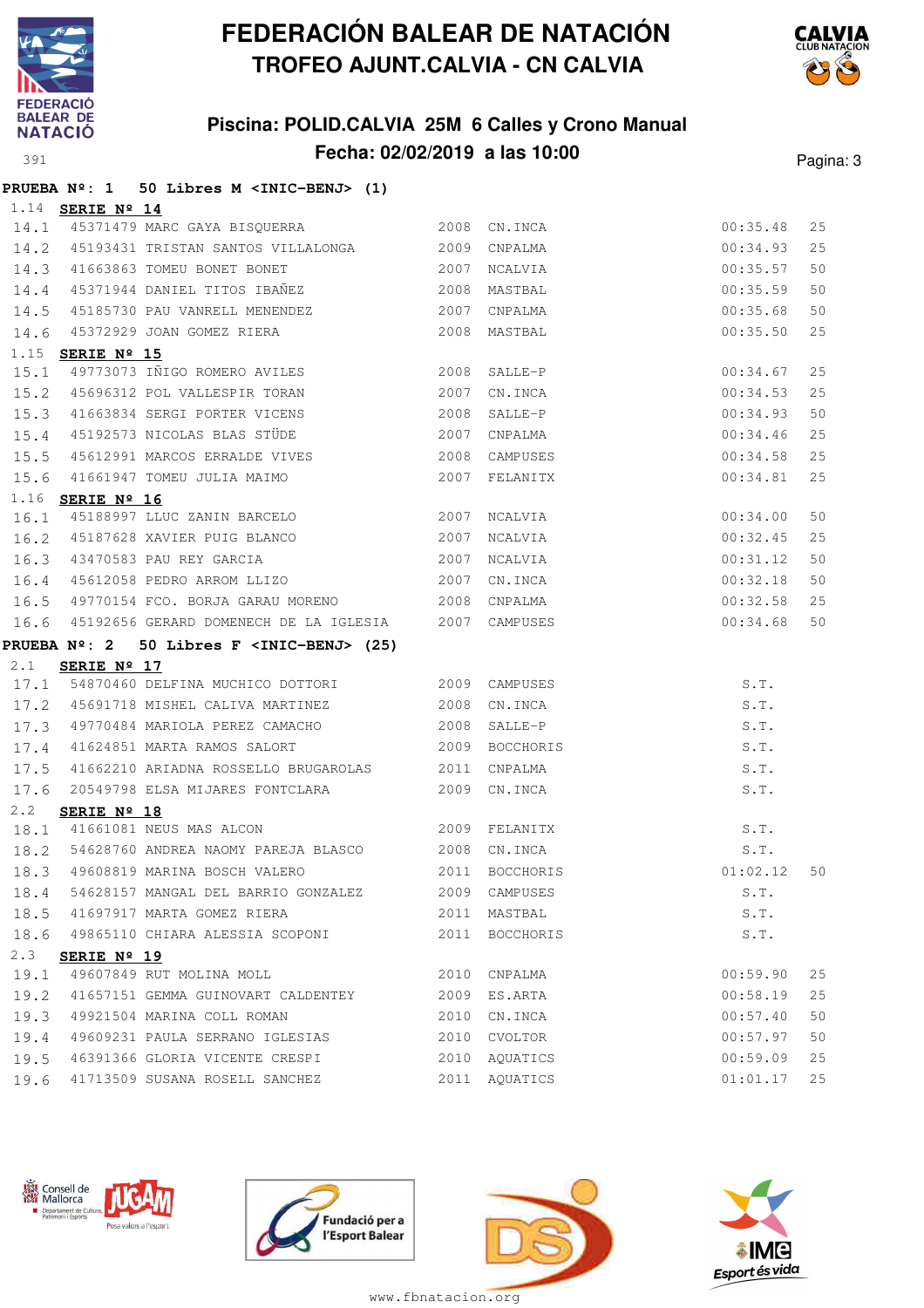# FEDERACIÓN BALEAR DE NATACIÓN
## TROFEO AJUNT.CALVIA - CN CALVIA

### Piscina: POLID.CALVIA 25M 6 Calles y Crono Manual
### Fecha: 02/02/2019 a las 10:00

**PRUEBA Nº: 1 50 Libres M <INIC-BENJ> (1)**

1.14 **SERIE Nº 14**

| | | | | | | |
|---|---|---|---|---|---|---|
| 14.1 | 45371479 | MARC GAYA BISQUERRA | 2008 | CN.INCA | 00:35.48 | 25 |
| 14.2 | 45193431 | TRISTAN SANTOS VILLALONGA | 2009 | CNPALMA | 00:34.93 | 25 |
| 14.3 | 41663863 | TOMEU BONET BONET | 2007 | NCALVIA | 00:35.57 | 50 |
| 14.4 | 45371944 | DANIEL TITOS IBAÑEZ | 2008 | MASTBAL | 00:35.59 | 50 |
| 14.5 | 45185730 | PAU VANRELL MENENDEZ | 2007 | CNPALMA | 00:35.68 | 50 |
| 14.6 | 45372929 | JOAN GOMEZ RIERA | 2008 | MASTBAL | 00:35.50 | 25 |

1.15 **SERIE Nº 15**

| | | | | | | |
|---|---|---|---|---|---|---|
| 15.1 | 49773073 | IÑIGO ROMERO AVILES | 2008 | SALLE-P | 00:34.67 | 25 |
| 15.2 | 45696312 | POL VALLESPIR TORAN | 2007 | CN.INCA | 00:34.53 | 25 |
| 15.3 | 41663834 | SERGI PORTER VICENS | 2008 | SALLE-P | 00:34.93 | 50 |
| 15.4 | 45192573 | NICOLAS BLAS STÜDE | 2007 | CNPALMA | 00:34.46 | 25 |
| 15.5 | 45612991 | MARCOS ERRALDE VIVES | 2008 | CAMPUSES | 00:34.58 | 25 |
| 15.6 | 41661947 | TOMEU JULIA MAIMO | 2007 | FELANITX | 00:34.81 | 25 |

1.16 **SERIE Nº 16**

| | | | | | | |
|---|---|---|---|---|---|---|
| 16.1 | 45188997 | LLUC ZANIN BARCELO | 2007 | NCALVIA | 00:34.00 | 50 |
| 16.2 | 45187628 | XAVIER PUIG BLANCO | 2007 | NCALVIA | 00:32.45 | 25 |
| 16.3 | 43470583 | PAU REY GARCIA | 2007 | NCALVIA | 00:31.12 | 50 |
| 16.4 | 45612058 | PEDRO ARROM LLIZO | 2007 | CN.INCA | 00:32.18 | 50 |
| 16.5 | 49770154 | FCO. BORJA GARAU MORENO | 2008 | CNPALMA | 00:32.58 | 25 |
| 16.6 | 45192656 | GERARD DOMENECH DE LA IGLESIA | 2007 | CAMPUSES | 00:34.68 | 50 |

**PRUEBA Nº: 2 50 Libres F <INIC-BENJ> (25)**

2.1 **SERIE Nº 17**

| | | | | | | |
|---|---|---|---|---|---|---|
| 17.1 | 54870460 | DELFINA MUCHICO DOTTORI | 2009 | CAMPUSES | S.T. | |
| 17.2 | 45691718 | MISHEL CALIVA MARTINEZ | 2008 | CN.INCA | S.T. | |
| 17.3 | 49770484 | MARIOLA PEREZ CAMACHO | 2008 | SALLE-P | S.T. | |
| 17.4 | 41624851 | MARTA RAMOS SALORT | 2009 | BOCCHORIS | S.T. | |
| 17.5 | 41662210 | ARIADNA ROSSELLO BRUGAROLAS | 2011 | CNPALMA | S.T. | |
| 17.6 | 20549798 | ELSA MIJARES FONTCLARA | 2009 | CN.INCA | S.T. | |

2.2 **SERIE Nº 18**

| | | | | | | |
|---|---|---|---|---|---|---|
| 18.1 | 41661081 | NEUS MAS ALCON | 2009 | FELANITX | S.T. | |
| 18.2 | 54628760 | ANDREA NAOMY PAREJA BLASCO | 2008 | CN.INCA | S.T. | |
| 18.3 | 49608819 | MARINA BOSCH VALERO | 2011 | BOCCHORIS | 01:02.12 | 50 |
| 18.4 | 54628157 | MANGAL DEL BARRIO GONZALEZ | 2009 | CAMPUSES | S.T. | |
| 18.5 | 41697917 | MARTA GOMEZ RIERA | 2011 | MASTBAL | S.T. | |
| 18.6 | 49865110 | CHIARA ALESSIA SCOPONI | 2011 | BOCCHORIS | S.T. | |

2.3 **SERIE Nº 19**

| | | | | | | |
|---|---|---|---|---|---|---|
| 19.1 | 49607849 | RUT MOLINA MOLL | 2010 | CNPALMA | 00:59.90 | 25 |
| 19.2 | 41657151 | GEMMA GUINOVART CALDENTEY | 2009 | ES.ARTA | 00:58.19 | 25 |
| 19.3 | 49921504 | MARINA COLL ROMAN | 2010 | CN.INCA | 00:57.40 | 50 |
| 19.4 | 49609231 | PAULA SERRANO IGLESIAS | 2010 | CVOLTOR | 00:57.97 | 50 |
| 19.5 | 46391366 | GLORIA VICENTE CRESPI | 2010 | AQUATICS | 00:59.09 | 25 |
| 19.6 | 41713509 | SUSANA ROSELL SANCHEZ | 2011 | AQUATICS | 01:01.17 | 25 |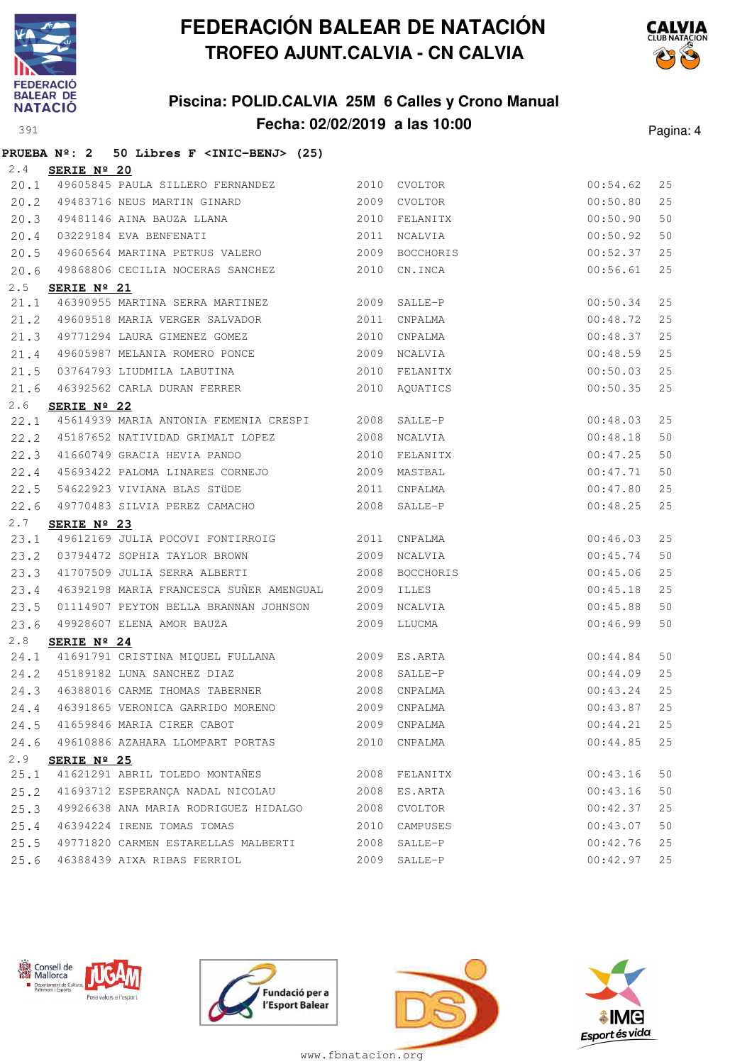# FEDERACIÓN BALEAR DE NATACIÓN
## TROFEO AJUNT.CALVIA - CN CALVIA

### Piscina: POLID.CALVIA 25M 6 Calles y Crono Manual
### Fecha: 02/02/2019 a las 10:00

391

**PRUEBA Nº: 2 50 Libres F <INIC-BENJ> (25)**

2.4 **SERIE Nº 20**

| | | | | | | |
|---|---|---|---|---|---|---|
| 20.1 | 49605845 | PAULA SILLERO FERNANDEZ | 2010 | CVOLTOR | 00:54.62 | 25 |
| 20.2 | 49483716 | NEUS MARTIN GINARD | 2009 | CVOLTOR | 00:50.80 | 25 |
| 20.3 | 49481146 | AINA BAUZA LLANA | 2010 | FELANITX | 00:50.90 | 50 |
| 20.4 | 03229184 | EVA BENFENATI | 2011 | NCALVIA | 00:50.92 | 50 |
| 20.5 | 49606564 | MARTINA PETRUS VALERO | 2009 | BOCCHORIS | 00:52.37 | 25 |
| 20.6 | 49868806 | CECILIA NOCERAS SANCHEZ | 2010 | CN.INCA | 00:56.61 | 25 |

2.5 **SERIE Nº 21**

| | | | | | | |
|---|---|---|---|---|---|---|
| 21.1 | 46390955 | MARTINA SERRA MARTINEZ | 2009 | SALLE-P | 00:50.34 | 25 |
| 21.2 | 49609518 | MARIA VERGER SALVADOR | 2011 | CNPALMA | 00:48.72 | 25 |
| 21.3 | 49771294 | LAURA GIMENEZ GOMEZ | 2010 | CNPALMA | 00:48.37 | 25 |
| 21.4 | 49605987 | MELANIA ROMERO PONCE | 2009 | NCALVIA | 00:48.59 | 25 |
| 21.5 | 03764793 | LIUDMILA LABUTINA | 2010 | FELANITX | 00:50.03 | 25 |
| 21.6 | 46392562 | CARLA DURAN FERRER | 2010 | AQUATICS | 00:50.35 | 25 |

2.6 **SERIE Nº 22**

| | | | | | | |
|---|---|---|---|---|---|---|
| 22.1 | 45614939 | MARIA ANTONIA FEMENIA CRESPI | 2008 | SALLE-P | 00:48.03 | 25 |
| 22.2 | 45187652 | NATIVIDAD GRIMALT LOPEZ | 2008 | NCALVIA | 00:48.18 | 50 |
| 22.3 | 41660749 | GRACIA HEVIA PANDO | 2010 | FELANITX | 00:47.25 | 50 |
| 22.4 | 45693422 | PALOMA LINARES CORNEJO | 2009 | MASTBAL | 00:47.71 | 50 |
| 22.5 | 54622923 | VIVIANA BLAS STüDE | 2011 | CNPALMA | 00:47.80 | 25 |
| 22.6 | 49770483 | SILVIA PEREZ CAMACHO | 2008 | SALLE-P | 00:48.25 | 25 |

2.7 **SERIE Nº 23**

| | | | | | | |
|---|---|---|---|---|---|---|
| 23.1 | 49612169 | JULIA POCOVI FONTIRROIG | 2011 | CNPALMA | 00:46.03 | 25 |
| 23.2 | 03794472 | SOPHIA TAYLOR BROWN | 2009 | NCALVIA | 00:45.74 | 50 |
| 23.3 | 41707509 | JULIA SERRA ALBERTI | 2008 | BOCCHORIS | 00:45.06 | 25 |
| 23.4 | 46392198 | MARIA FRANCESCA SUÑER AMENGUAL | 2009 | ILLES | 00:45.18 | 25 |
| 23.5 | 01114907 | PEYTON BELLA BRANNAN JOHNSON | 2009 | NCALVIA | 00:45.88 | 50 |
| 23.6 | 49928607 | ELENA AMOR BAUZA | 2009 | LLUCMA | 00:46.99 | 50 |

2.8 **SERIE Nº 24**

| | | | | | | |
|---|---|---|---|---|---|---|
| 24.1 | 41691791 | CRISTINA MIQUEL FULLANA | 2009 | ES.ARTA | 00:44.84 | 50 |
| 24.2 | 45189182 | LUNA SANCHEZ DIAZ | 2008 | SALLE-P | 00:44.09 | 25 |
| 24.3 | 46388016 | CARME THOMAS TABERNER | 2008 | CNPALMA | 00:43.24 | 25 |
| 24.4 | 46391865 | VERONICA GARRIDO MORENO | 2009 | CNPALMA | 00:43.87 | 25 |
| 24.5 | 41659846 | MARIA CIRER CABOT | 2009 | CNPALMA | 00:44.21 | 25 |
| 24.6 | 49610886 | AZAHARA LLOMPART PORTAS | 2010 | CNPALMA | 00:44.85 | 25 |

2.9 **SERIE Nº 25**

| | | | | | | |
|---|---|---|---|---|---|---|
| 25.1 | 41621291 | ABRIL TOLEDO MONTAÑES | 2008 | FELANITX | 00:43.16 | 50 |
| 25.2 | 41693712 | ESPERANÇA NADAL NICOLAU | 2008 | ES.ARTA | 00:43.16 | 50 |
| 25.3 | 49926638 | ANA MARIA RODRIGUEZ HIDALGO | 2008 | CVOLTOR | 00:42.37 | 25 |
| 25.4 | 46394224 | IRENE TOMAS TOMAS | 2010 | CAMPUSES | 00:43.07 | 50 |
| 25.5 | 49771820 | CARMEN ESTARELLAS MALBERTI | 2008 | SALLE-P | 00:42.76 | 25 |
| 25.6 | 46388439 | AIXA RIBAS FERRIOL | 2009 | SALLE-P | 00:42.97 | 25 |

www.fbnatacion.org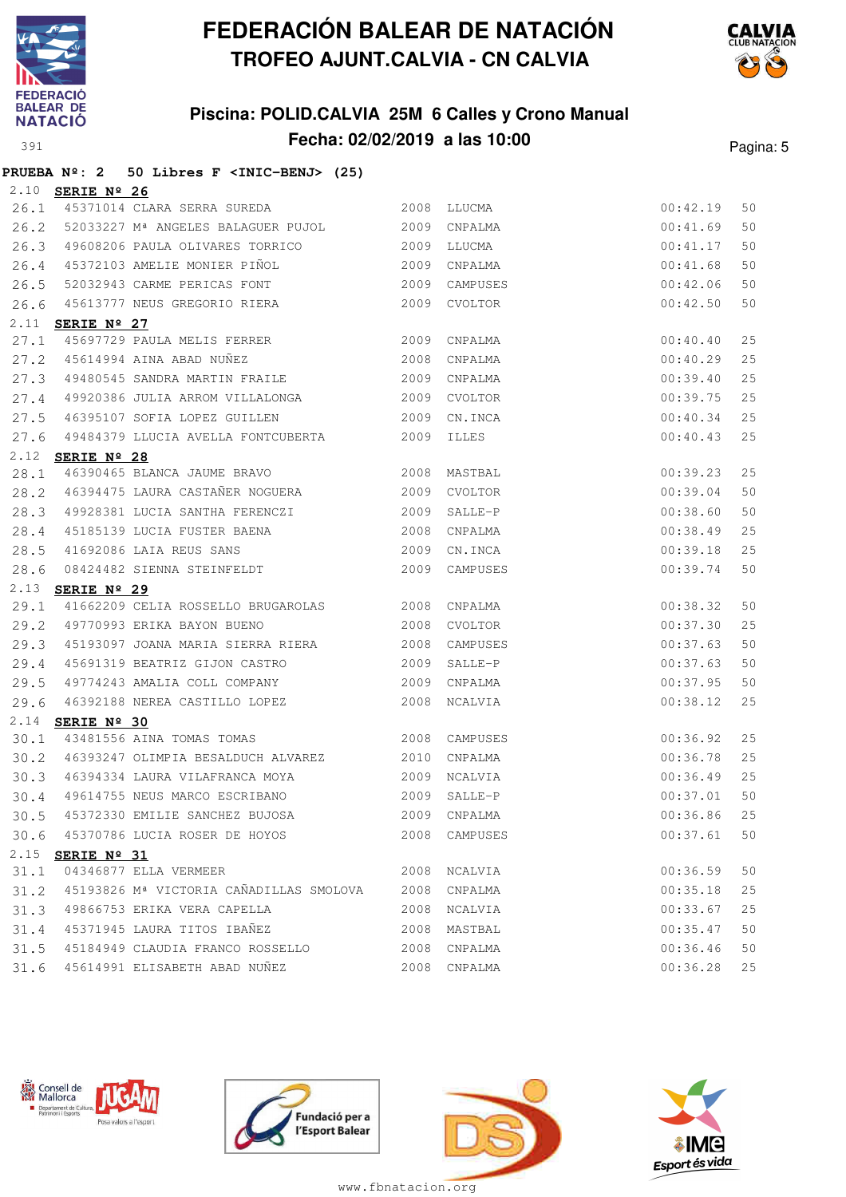# FEDERACIÓN BALEAR DE NATACIÓN
## TROFEO AJUNT.CALVIA - CN CALVIA

### Piscina: POLID.CALVIA 25M 6 Calles y Crono Manual
### Fecha: 02/02/2019 a las 10:00

**PRUEBA Nº: 2 50 Libres F <INIC-BENJ> (25)**

2.10 **SERIE Nº 26**

| | | | | | | |
|---|---|---|---|---|---|---|
| 26.1 | 45371014 | CLARA SERRA SUREDA | 2008 | LLUCMA | 00:42.19 | 50 |
| 26.2 | 52033227 | Mª ANGELES BALAGUER PUJOL | 2009 | CNPALMA | 00:41.69 | 50 |
| 26.3 | 49608206 | PAULA OLIVARES TORRICO | 2009 | LLUCMA | 00:41.17 | 50 |
| 26.4 | 45372103 | AMELIE MONIER PIÑOL | 2009 | CNPALMA | 00:41.68 | 50 |
| 26.5 | 52032943 | CARME PERICAS FONT | 2009 | CAMPUSES | 00:42.06 | 50 |
| 26.6 | 45613777 | NEUS GREGORIO RIERA | 2009 | CVOLTOR | 00:42.50 | 50 |

2.11 **SERIE Nº 27**

| | | | | | | |
|---|---|---|---|---|---|---|
| 27.1 | 45697729 | PAULA MELIS FERRER | 2009 | CNPALMA | 00:40.40 | 25 |
| 27.2 | 45614994 | AINA ABAD NUÑEZ | 2008 | CNPALMA | 00:40.29 | 25 |
| 27.3 | 49480545 | SANDRA MARTIN FRAILE | 2009 | CNPALMA | 00:39.40 | 25 |
| 27.4 | 49920386 | JULIA ARROM VILLALONGA | 2009 | CVOLTOR | 00:39.75 | 25 |
| 27.5 | 46395107 | SOFIA LOPEZ GUILLEN | 2009 | CN.INCA | 00:40.34 | 25 |
| 27.6 | 49484379 | LLUCIA AVELLA FONTCUBERTA | 2009 | ILLES | 00:40.43 | 25 |

2.12 **SERIE Nº 28**

| | | | | | | |
|---|---|---|---|---|---|---|
| 28.1 | 46390465 | BLANCA JAUME BRAVO | 2008 | MASTBAL | 00:39.23 | 25 |
| 28.2 | 46394475 | LAURA CASTAÑER NOGUERA | 2009 | CVOLTOR | 00:39.04 | 50 |
| 28.3 | 49928381 | LUCIA SANTHA FERENCZI | 2009 | SALLE-P | 00:38.60 | 50 |
| 28.4 | 45185139 | LUCIA FUSTER BAENA | 2008 | CNPALMA | 00:38.49 | 25 |
| 28.5 | 41692086 | LAIA REUS SANS | 2009 | CN.INCA | 00:39.18 | 25 |
| 28.6 | 08424482 | SIENNA STEINFELDT | 2009 | CAMPUSES | 00:39.74 | 50 |

2.13 **SERIE Nº 29**

| | | | | | | |
|---|---|---|---|---|---|---|
| 29.1 | 41662209 | CELIA ROSSELLO BRUGAROLAS | 2008 | CNPALMA | 00:38.32 | 50 |
| 29.2 | 49770993 | ERIKA BAYON BUENO | 2008 | CVOLTOR | 00:37.30 | 25 |
| 29.3 | 45193097 | JOANA MARIA SIERRA RIERA | 2008 | CAMPUSES | 00:37.63 | 50 |
| 29.4 | 45691319 | BEATRIZ GIJON CASTRO | 2009 | SALLE-P | 00:37.63 | 50 |
| 29.5 | 49774243 | AMALIA COLL COMPANY | 2009 | CNPALMA | 00:37.95 | 50 |
| 29.6 | 46392188 | NEREA CASTILLO LOPEZ | 2008 | NCALVIA | 00:38.12 | 25 |

2.14 **SERIE Nº 30**

| | | | | | | |
|---|---|---|---|---|---|---|
| 30.1 | 43481556 | AINA TOMAS TOMAS | 2008 | CAMPUSES | 00:36.92 | 25 |
| 30.2 | 46393247 | OLIMPIA BESALDUCH ALVAREZ | 2010 | CNPALMA | 00:36.78 | 25 |
| 30.3 | 46394334 | LAURA VILAFRANCA MOYA | 2009 | NCALVIA | 00:36.49 | 25 |
| 30.4 | 49614755 | NEUS MARCO ESCRIBANO | 2009 | SALLE-P | 00:37.01 | 50 |
| 30.5 | 45372330 | EMILIE SANCHEZ BUJOSA | 2009 | CNPALMA | 00:36.86 | 25 |
| 30.6 | 45370786 | LUCIA ROSER DE HOYOS | 2008 | CAMPUSES | 00:37.61 | 50 |

2.15 **SERIE Nº 31**

| | | | | | | |
|---|---|---|---|---|---|---|
| 31.1 | 04346877 | ELLA VERMEER | 2008 | NCALVIA | 00:36.59 | 50 |
| 31.2 | 45193826 | Mª VICTORIA CAÑADILLAS SMOLOVA | 2008 | CNPALMA | 00:35.18 | 25 |
| 31.3 | 49866753 | ERIKA VERA CAPELLA | 2008 | NCALVIA | 00:33.67 | 25 |
| 31.4 | 45371945 | LAURA TITOS IBAÑEZ | 2008 | MASTBAL | 00:35.47 | 50 |
| 31.5 | 45184949 | CLAUDIA FRANCO ROSSELLO | 2008 | CNPALMA | 00:36.46 | 50 |
| 31.6 | 45614991 | ELISABETH ABAD NUÑEZ | 2008 | CNPALMA | 00:36.28 | 25 |

www.fbnatacion.org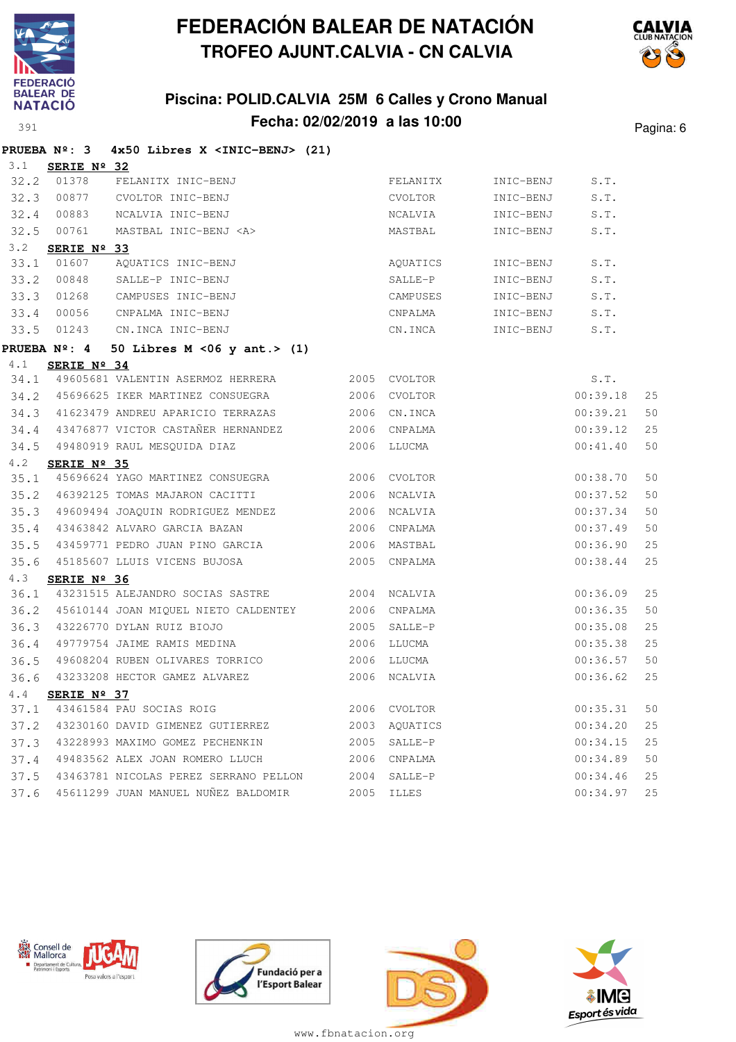# FEDERACIÓN BALEAR DE NATACIÓN
## TROFEO AJUNT.CALVIA - CN CALVIA

### Piscina: POLID.CALVIA 25M 6 Calles y Crono Manual
### Fecha: 02/02/2019 a las 10:00

391

**PRUEBA Nº: 3 4x50 Libres X <INIC-BENJ> (21)**

3.1 **SERIE Nº 32**

| | | | | | | |
|---|---|---|---|---|---|---|
| 32.2 | 01378 | FELANITX INIC-BENJ | FELANITX | INIC-BENJ | S.T. | |
| 32.3 | 00877 | CVOLTOR INIC-BENJ | CVOLTOR | INIC-BENJ | S.T. | |
| 32.4 | 00883 | NCALVIA INIC-BENJ | NCALVIA | INIC-BENJ | S.T. | |
| 32.5 | 00761 | MASTBAL INIC-BENJ <A> | MASTBAL | INIC-BENJ | S.T. | |

3.2 **SERIE Nº 33**

| | | | | | |
|---|---|---|---|---|---|
| 33.1 | 01607 | AQUATICS INIC-BENJ | AQUATICS | INIC-BENJ | S.T. |
| 33.2 | 00848 | SALLE-P INIC-BENJ | SALLE-P | INIC-BENJ | S.T. |
| 33.3 | 01268 | CAMPUSES INIC-BENJ | CAMPUSES | INIC-BENJ | S.T. |
| 33.4 | 00056 | CNPALMA INIC-BENJ | CNPALMA | INIC-BENJ | S.T. |
| 33.5 | 01243 | CN.INCA INIC-BENJ | CN.INCA | INIC-BENJ | S.T. |

**PRUEBA Nº: 4 50 Libres M <06 y ant.> (1)**

4.1 **SERIE Nº 34**

| | | | | | | |
|---|---|---|---|---|---|---|
| 34.1 | 49605681 | VALENTIN ASERMOZ HERRERA | 2005 | CVOLTOR | S.T. | |
| 34.2 | 45696625 | IKER MARTINEZ CONSUEGRA | 2006 | CVOLTOR | 00:39.18 | 25 |
| 34.3 | 41623479 | ANDREU APARICIO TERRAZAS | 2006 | CN.INCA | 00:39.21 | 50 |
| 34.4 | 43476877 | VICTOR CASTAÑER HERNANDEZ | 2006 | CNPALMA | 00:39.12 | 25 |
| 34.5 | 49480919 | RAUL MESQUIDA DIAZ | 2006 | LLUCMA | 00:41.40 | 50 |

4.2 **SERIE Nº 35**

| | | | | | | |
|---|---|---|---|---|---|---|
| 35.1 | 45696624 | YAGO MARTINEZ CONSUEGRA | 2006 | CVOLTOR | 00:38.70 | 50 |
| 35.2 | 46392125 | TOMAS MAJARON CACITTI | 2006 | NCALVIA | 00:37.52 | 50 |
| 35.3 | 49609494 | JOAQUIN RODRIGUEZ MENDEZ | 2006 | NCALVIA | 00:37.34 | 50 |
| 35.4 | 43463842 | ALVARO GARCIA BAZAN | 2006 | CNPALMA | 00:37.49 | 50 |
| 35.5 | 43459771 | PEDRO JUAN PINO GARCIA | 2006 | MASTBAL | 00:36.90 | 25 |
| 35.6 | 45185607 | LLUIS VICENS BUJOSA | 2005 | CNPALMA | 00:38.44 | 25 |

4.3 **SERIE Nº 36**

| | | | | | | |
|---|---|---|---|---|---|---|
| 36.1 | 43231515 | ALEJANDRO SOCIAS SASTRE | 2004 | NCALVIA | 00:36.09 | 25 |
| 36.2 | 45610144 | JOAN MIQUEL NIETO CALDENTEY | 2006 | CNPALMA | 00:36.35 | 50 |
| 36.3 | 43226770 | DYLAN RUIZ BIOJO | 2005 | SALLE-P | 00:35.08 | 25 |
| 36.4 | 49779754 | JAIME RAMIS MEDINA | 2006 | LLUCMA | 00:35.38 | 25 |
| 36.5 | 49608204 | RUBEN OLIVARES TORRICO | 2006 | LLUCMA | 00:36.57 | 50 |
| 36.6 | 43233208 | HECTOR GAMEZ ALVAREZ | 2006 | NCALVIA | 00:36.62 | 25 |

4.4 **SERIE Nº 37**

| | | | | | | |
|---|---|---|---|---|---|---|
| 37.1 | 43461584 | PAU SOCIAS ROIG | 2006 | CVOLTOR | 00:35.31 | 50 |
| 37.2 | 43230160 | DAVID GIMENEZ GUTIERREZ | 2003 | AQUATICS | 00:34.20 | 25 |
| 37.3 | 43228993 | MAXIMO GOMEZ PECHENKIN | 2005 | SALLE-P | 00:34.15 | 25 |
| 37.4 | 49483562 | ALEX JOAN ROMERO LLUCH | 2006 | CNPALMA | 00:34.89 | 50 |
| 37.5 | 43463781 | NICOLAS PEREZ SERRANO PELLON | 2004 | SALLE-P | 00:34.46 | 25 |
| 37.6 | 45611299 | JUAN MANUEL NUÑEZ BALDOMIR | 2005 | ILLES | 00:34.97 | 25 |

www.fbnatacion.org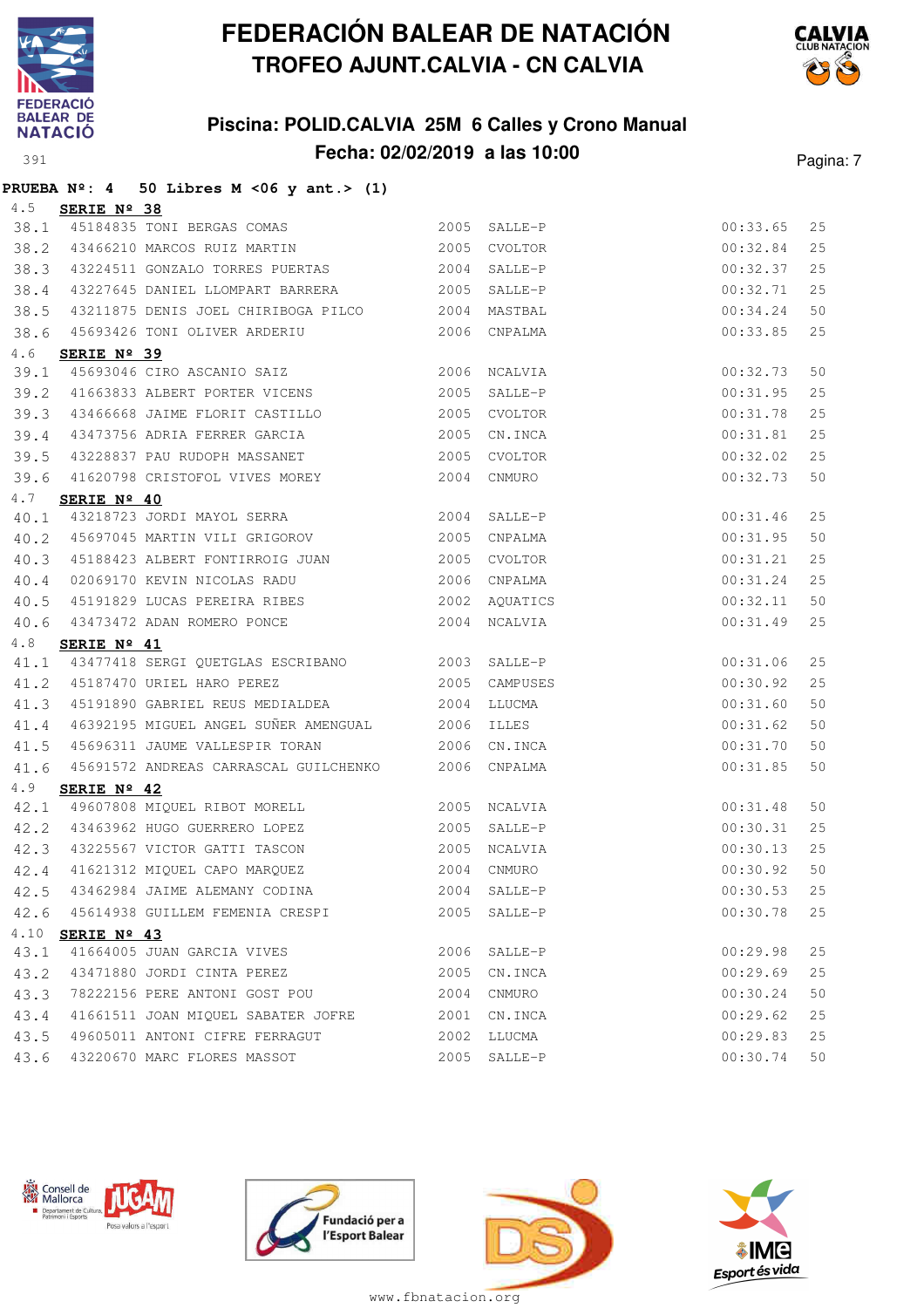# FEDERACIÓN BALEAR DE NATACIÓN

## TROFEO AJUNT.CALVIA - CN CALVIA

### Piscina: POLID.CALVIA 25M 6 Calles y Crono Manual

### Fecha: 02/02/2019 a las 10:00

**PRUEBA Nº: 4 50 Libres M <06 y ant.> (1)**

4.5 **SERIE Nº 38**

| | | | | | | |
|---|---|---|---|---|---|---|
| 38.1 | 45184835 | TONI BERGAS COMAS | 2005 | SALLE-P | 00:33.65 | 25 |
| 38.2 | 43466210 | MARCOS RUIZ MARTIN | 2005 | CVOLTOR | 00:32.84 | 25 |
| 38.3 | 43224511 | GONZALO TORRES PUERTAS | 2004 | SALLE-P | 00:32.37 | 25 |
| 38.4 | 43227645 | DANIEL LLOMPART BARRERA | 2005 | SALLE-P | 00:32.71 | 25 |
| 38.5 | 43211875 | DENIS JOEL CHIRIBOGA PILCO | 2004 | MASTBAL | 00:34.24 | 50 |
| 38.6 | 45693426 | TONI OLIVER ARDERIU | 2006 | CNPALMA | 00:33.85 | 25 |

4.6 **SERIE Nº 39**

| | | | | | | |
|---|---|---|---|---|---|---|
| 39.1 | 45693046 | CIRO ASCANIO SAIZ | 2006 | NCALVIA | 00:32.73 | 50 |
| 39.2 | 41663833 | ALBERT PORTER VICENS | 2005 | SALLE-P | 00:31.95 | 25 |
| 39.3 | 43466668 | JAIME FLORIT CASTILLO | 2005 | CVOLTOR | 00:31.78 | 25 |
| 39.4 | 43473756 | ADRIA FERRER GARCIA | 2005 | CN.INCA | 00:31.81 | 25 |
| 39.5 | 43228837 | PAU RUDOPH MASSANET | 2005 | CVOLTOR | 00:32.02 | 25 |
| 39.6 | 41620798 | CRISTOFOL VIVES MOREY | 2004 | CNMURO | 00:32.73 | 50 |

4.7 **SERIE Nº 40**

| | | | | | | |
|---|---|---|---|---|---|---|
| 40.1 | 43218723 | JORDI MAYOL SERRA | 2004 | SALLE-P | 00:31.46 | 25 |
| 40.2 | 45697045 | MARTIN VILI GRIGOROV | 2005 | CNPALMA | 00:31.95 | 50 |
| 40.3 | 45188423 | ALBERT FONTIRROIG JUAN | 2005 | CVOLTOR | 00:31.21 | 25 |
| 40.4 | 02069170 | KEVIN NICOLAS RADU | 2006 | CNPALMA | 00:31.24 | 25 |
| 40.5 | 45191829 | LUCAS PEREIRA RIBES | 2002 | AQUATICS | 00:32.11 | 50 |
| 40.6 | 43473472 | ADAN ROMERO PONCE | 2004 | NCALVIA | 00:31.49 | 25 |

4.8 **SERIE Nº 41**

| | | | | | | |
|---|---|---|---|---|---|---|
| 41.1 | 43477418 | SERGI QUETGLAS ESCRIBANO | 2003 | SALLE-P | 00:31.06 | 25 |
| 41.2 | 45187470 | URIEL HARO PEREZ | 2005 | CAMPUSES | 00:30.92 | 25 |
| 41.3 | 45191890 | GABRIEL REUS MEDIALDEA | 2004 | LLUCMA | 00:31.60 | 50 |
| 41.4 | 46392195 | MIGUEL ANGEL SUÑER AMENGUAL | 2006 | ILLES | 00:31.62 | 50 |
| 41.5 | 45696311 | JAUME VALLESPIR TORAN | 2006 | CN.INCA | 00:31.70 | 50 |
| 41.6 | 45691572 | ANDREAS CARRASCAL GUILCHENKO | 2006 | CNPALMA | 00:31.85 | 50 |

4.9 **SERIE Nº 42**

| | | | | | | |
|---|---|---|---|---|---|---|
| 42.1 | 49607808 | MIQUEL RIBOT MORELL | 2005 | NCALVIA | 00:31.48 | 50 |
| 42.2 | 43463962 | HUGO GUERRERO LOPEZ | 2005 | SALLE-P | 00:30.31 | 25 |
| 42.3 | 43225567 | VICTOR GATTI TASCON | 2005 | NCALVIA | 00:30.13 | 25 |
| 42.4 | 41621312 | MIQUEL CAPO MARQUEZ | 2004 | CNMURO | 00:30.92 | 50 |
| 42.5 | 43462984 | JAIME ALEMANY CODINA | 2004 | SALLE-P | 00:30.53 | 25 |
| 42.6 | 45614938 | GUILLEM FEMENIA CRESPI | 2005 | SALLE-P | 00:30.78 | 25 |

4.10 **SERIE Nº 43**

| | | | | | | |
|---|---|---|---|---|---|---|
| 43.1 | 41664005 | JUAN GARCIA VIVES | 2006 | SALLE-P | 00:29.98 | 25 |
| 43.2 | 43471880 | JORDI CINTA PEREZ | 2005 | CN.INCA | 00:29.69 | 25 |
| 43.3 | 78222156 | PERE ANTONI GOST POU | 2004 | CNMURO | 00:30.24 | 50 |
| 43.4 | 41661511 | JOAN MIQUEL SABATER JOFRE | 2001 | CN.INCA | 00:29.62 | 25 |
| 43.5 | 49605011 | ANTONI CIFRE FERRAGUT | 2002 | LLUCMA | 00:29.83 | 25 |
| 43.6 | 43220670 | MARC FLORES MASSOT | 2005 | SALLE-P | 00:30.74 | 50 |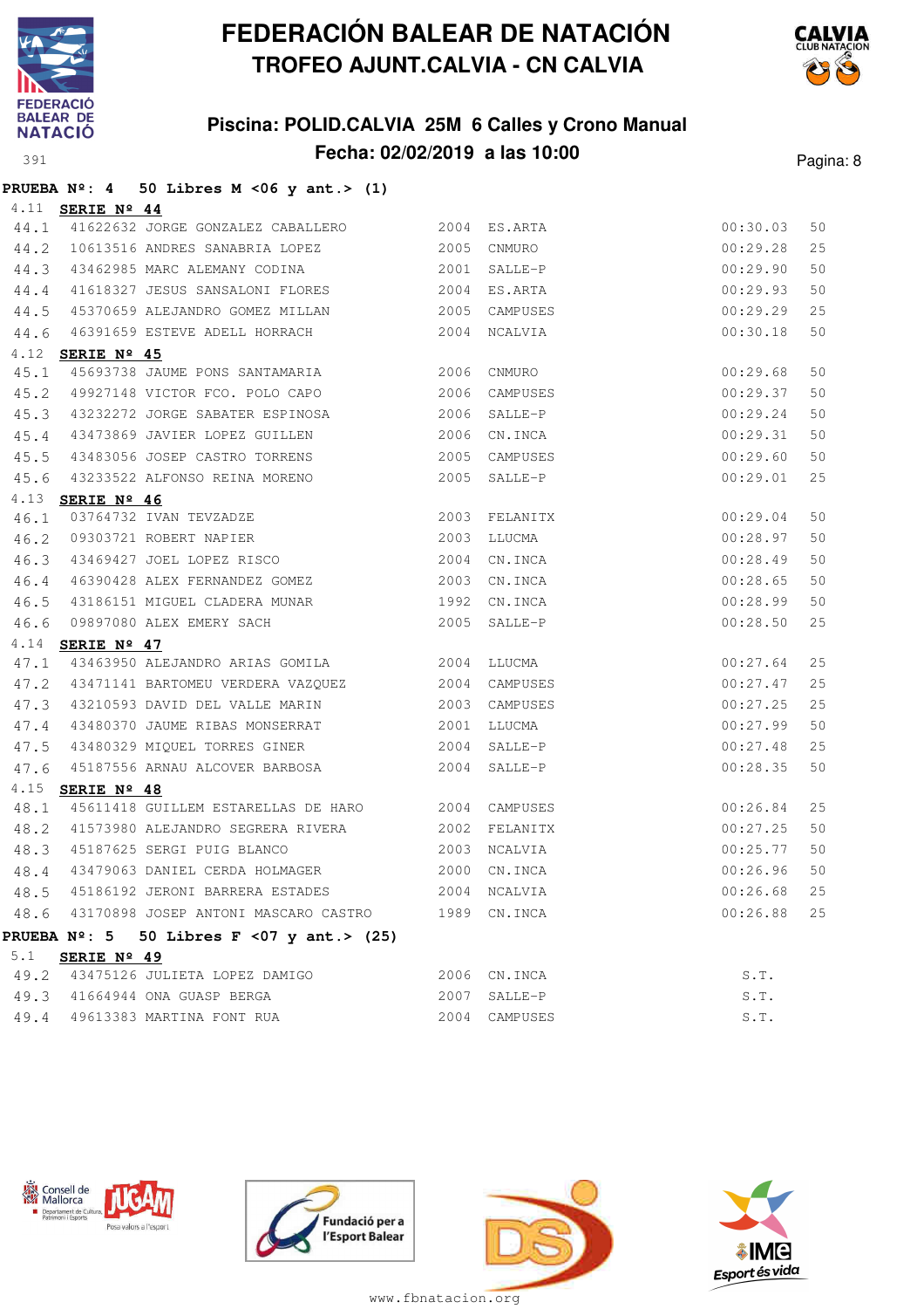# FEDERACIÓN BALEAR DE NATACIÓN
## TROFEO AJUNT.CALVIA - CN CALVIA

### Piscina: POLID.CALVIA 25M 6 Calles y Crono Manual
### Fecha: 02/02/2019 a las 10:00

**PRUEBA Nº: 4 50 Libres M <06 y ant.> (1)**

4.11 **SERIE Nº 44**

| | | | | | | |
|---|---|---|---|---|---|---|
| 44.1 | 41622632 | JORGE GONZALEZ CABALLERO | 2004 | ES.ARTA | 00:30.03 | 50 |
| 44.2 | 10613516 | ANDRES SANABRIA LOPEZ | 2005 | CNMURO | 00:29.28 | 25 |
| 44.3 | 43462985 | MARC ALEMANY CODINA | 2001 | SALLE-P | 00:29.90 | 50 |
| 44.4 | 41618327 | JESUS SANSALONI FLORES | 2004 | ES.ARTA | 00:29.93 | 50 |
| 44.5 | 45370659 | ALEJANDRO GOMEZ MILLAN | 2005 | CAMPUSES | 00:29.29 | 25 |
| 44.6 | 46391659 | ESTEVE ADELL HORRACH | 2004 | NCALVIA | 00:30.18 | 50 |

4.12 **SERIE Nº 45**

| | | | | | | |
|---|---|---|---|---|---|---|
| 45.1 | 45693738 | JAUME PONS SANTAMARIA | 2006 | CNMURO | 00:29.68 | 50 |
| 45.2 | 49927148 | VICTOR FCO. POLO CAPO | 2006 | CAMPUSES | 00:29.37 | 50 |
| 45.3 | 43232272 | JORGE SABATER ESPINOSA | 2006 | SALLE-P | 00:29.24 | 50 |
| 45.4 | 43473869 | JAVIER LOPEZ GUILLEN | 2006 | CN.INCA | 00:29.31 | 50 |
| 45.5 | 43483056 | JOSEP CASTRO TORRENS | 2005 | CAMPUSES | 00:29.60 | 50 |
| 45.6 | 43233522 | ALFONSO REINA MORENO | 2005 | SALLE-P | 00:29.01 | 25 |

4.13 **SERIE Nº 46**

| | | | | | | |
|---|---|---|---|---|---|---|
| 46.1 | 03764732 | IVAN TEVZADZE | 2003 | FELANITX | 00:29.04 | 50 |
| 46.2 | 09303721 | ROBERT NAPIER | 2003 | LLUCMA | 00:28.97 | 50 |
| 46.3 | 43469427 | JOEL LOPEZ RISCO | 2004 | CN.INCA | 00:28.49 | 50 |
| 46.4 | 46390428 | ALEX FERNANDEZ GOMEZ | 2003 | CN.INCA | 00:28.65 | 50 |
| 46.5 | 43186151 | MIGUEL CLADERA MUNAR | 1992 | CN.INCA | 00:28.99 | 50 |
| 46.6 | 09897080 | ALEX EMERY SACH | 2005 | SALLE-P | 00:28.50 | 25 |

4.14 **SERIE Nº 47**

| | | | | | | |
|---|---|---|---|---|---|---|
| 47.1 | 43463950 | ALEJANDRO ARIAS GOMILA | 2004 | LLUCMA | 00:27.64 | 25 |
| 47.2 | 43471141 | BARTOMEU VERDERA VAZQUEZ | 2004 | CAMPUSES | 00:27.47 | 25 |
| 47.3 | 43210593 | DAVID DEL VALLE MARIN | 2003 | CAMPUSES | 00:27.25 | 25 |
| 47.4 | 43480370 | JAUME RIBAS MONSERRAT | 2001 | LLUCMA | 00:27.99 | 50 |
| 47.5 | 43480329 | MIQUEL TORRES GINER | 2004 | SALLE-P | 00:27.48 | 25 |
| 47.6 | 45187556 | ARNAU ALCOVER BARBOSA | 2004 | SALLE-P | 00:28.35 | 50 |

4.15 **SERIE Nº 48**

| | | | | | | |
|---|---|---|---|---|---|---|
| 48.1 | 45611418 | GUILLEM ESTARELLAS DE HARO | 2004 | CAMPUSES | 00:26.84 | 25 |
| 48.2 | 41573980 | ALEJANDRO SEGRERA RIVERA | 2002 | FELANITX | 00:27.25 | 50 |
| 48.3 | 45187625 | SERGI PUIG BLANCO | 2003 | NCALVIA | 00:25.77 | 50 |
| 48.4 | 43479063 | DANIEL CERDA HOLMAGER | 2000 | CN.INCA | 00:26.96 | 50 |
| 48.5 | 45186192 | JERONI BARRERA ESTADES | 2004 | NCALVIA | 00:26.68 | 25 |
| 48.6 | 43170898 | JOSEP ANTONI MASCARO CASTRO | 1989 | CN.INCA | 00:26.88 | 25 |

**PRUEBA Nº: 5 50 Libres F <07 y ant.> (25)**

5.1 **SERIE Nº 49**

| | | | | | | |
|---|---|---|---|---|---|---|
| 49.2 | 43475126 | JULIETA LOPEZ DAMIGO | 2006 | CN.INCA | S.T. | |
| 49.3 | 41664944 | ONA GUASP BERGA | 2007 | SALLE-P | S.T. | |
| 49.4 | 49613383 | MARTINA FONT RUA | 2004 | CAMPUSES | S.T. | |

www.fbnatacion.org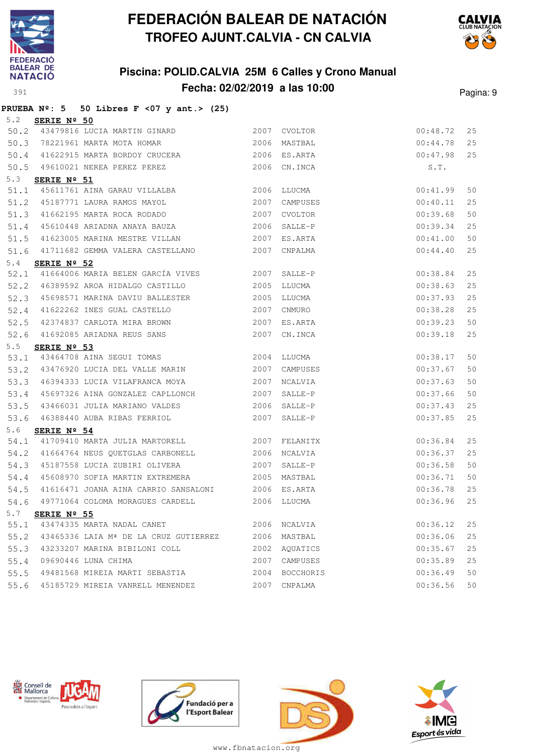# FEDERACIÓN BALEAR DE NATACIÓN
## TROFEO AJUNT.CALVIA - CN CALVIA

### Piscina: POLID.CALVIA 25M 6 Calles y Crono Manual
### Fecha: 02/02/2019 a las 10:00

391

**PRUEBA Nº: 5 50 Libres F <07 y ant.> (25)**

5.2 **SERIE Nº 50**

| | | | | | | |
|---|---|---|---|---|---|---|
| 50.2 | 43479816 | LUCIA MARTIN GINARD | 2007 | CVOLTOR | 00:48.72 | 25 |
| 50.3 | 78221961 | MARTA MOTA HOMAR | 2006 | MASTBAL | 00:44.78 | 25 |
| 50.4 | 41622915 | MARTA BORDOY CRUCERA | 2006 | ES.ARTA | 00:47.98 | 25 |
| 50.5 | 49610021 | NEREA PEREZ PEREZ | 2006 | CN.INCA | S.T. | |

5.3 **SERIE Nº 51**

| | | | | | | |
|---|---|---|---|---|---|---|
| 51.1 | 45611761 | AINA GARAU VILLALBA | 2006 | LLUCMA | 00:41.99 | 50 |
| 51.2 | 45187771 | LAURA RAMOS MAYOL | 2007 | CAMPUSES | 00:40.11 | 25 |
| 51.3 | 41662195 | MARTA ROCA RODADO | 2007 | CVOLTOR | 00:39.68 | 50 |
| 51.4 | 45610448 | ARIADNA ANAYA BAUZA | 2006 | SALLE-P | 00:39.34 | 25 |
| 51.5 | 41623005 | MARINA MESTRE VILLAN | 2007 | ES.ARTA | 00:41.00 | 50 |
| 51.6 | 41711682 | GEMMA VALERA CASTELLANO | 2007 | CNPALMA | 00:44.40 | 25 |

5.4 **SERIE Nº 52**

| | | | | | | |
|---|---|---|---|---|---|---|
| 52.1 | 41664006 | MARIA BELEN GARCÍA VIVES | 2007 | SALLE-P | 00:38.84 | 25 |
| 52.2 | 46389592 | AROA HIDALGO CASTILLO | 2005 | LLUCMA | 00:38.63 | 25 |
| 52.3 | 45698571 | MARINA DAVIU BALLESTER | 2005 | LLUCMA | 00:37.93 | 25 |
| 52.4 | 41622262 | INES GUAL CASTELLO | 2007 | CNMURO | 00:38.28 | 25 |
| 52.5 | 42374837 | CARLOTA MIRA BROWN | 2007 | ES.ARTA | 00:39.23 | 50 |
| 52.6 | 41692085 | ARIADNA REUS SANS | 2007 | CN.INCA | 00:39.18 | 25 |

5.5 **SERIE Nº 53**

| | | | | | | |
|---|---|---|---|---|---|---|
| 53.1 | 43464708 | AINA SEGUI TOMAS | 2004 | LLUCMA | 00:38.17 | 50 |
| 53.2 | 43476920 | LUCIA DEL VALLE MARIN | 2007 | CAMPUSES | 00:37.67 | 50 |
| 53.3 | 46394333 | LUCIA VILAFRANCA MOYA | 2007 | NCALVIA | 00:37.63 | 50 |
| 53.4 | 45697326 | AINA GONZALEZ CAPLLONCH | 2007 | SALLE-P | 00:37.66 | 50 |
| 53.5 | 43466031 | JULIA MARIANO VALDES | 2006 | SALLE-P | 00:37.43 | 25 |
| 53.6 | 46388440 | AUBA RIBAS FERRIOL | 2007 | SALLE-P | 00:37.85 | 25 |

5.6 **SERIE Nº 54**

| | | | | | | |
|---|---|---|---|---|---|---|
| 54.1 | 41709410 | MARTA JULIA MARTORELL | 2007 | FELANITX | 00:36.84 | 25 |
| 54.2 | 41664764 | NEUS QUETGLAS CARBONELL | 2006 | NCALVIA | 00:36.37 | 25 |
| 54.3 | 45187558 | LUCIA ZUBIRI OLIVERA | 2007 | SALLE-P | 00:36.58 | 50 |
| 54.4 | 45608970 | SOFIA MARTIN EXTREMERA | 2005 | MASTBAL | 00:36.71 | 50 |
| 54.5 | 41616471 | JOANA AINA CARRIO SANSALONI | 2006 | ES.ARTA | 00:36.78 | 25 |
| 54.6 | 49771064 | COLOMA MORAGUES CARDELL | 2006 | LLUCMA | 00:36.96 | 25 |

5.7 **SERIE Nº 55**

| | | | | | | |
|---|---|---|---|---|---|---|
| 55.1 | 43474335 | MARTA NADAL CANET | 2006 | NCALVIA | 00:36.12 | 25 |
| 55.2 | 43465336 | LAIA Mª DE LA CRUZ GUTIERREZ | 2006 | MASTBAL | 00:36.06 | 25 |
| 55.3 | 43233207 | MARINA BIBILONI COLL | 2002 | AQUATICS | 00:35.67 | 25 |
| 55.4 | 09690446 | LUNA CHIMA | 2007 | CAMPUSES | 00:35.89 | 25 |
| 55.5 | 49481568 | MIREIA MARTI SEBASTIA | 2004 | BOCCHORIS | 00:36.49 | 50 |
| 55.6 | 45185729 | MIREIA VANRELL MENENDEZ | 2007 | CNPALMA | 00:36.56 | 50 |

www.fbnatacion.org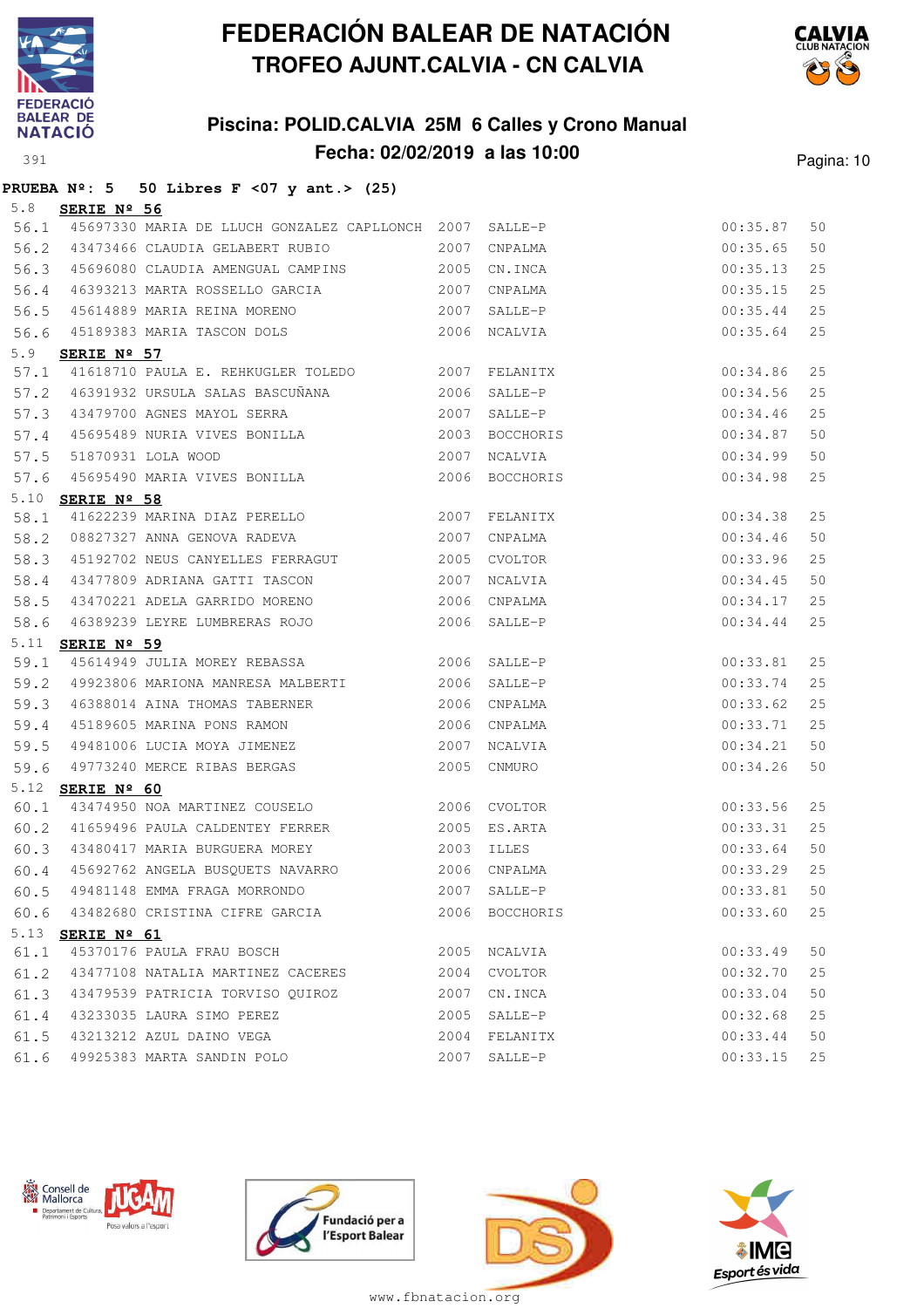# FEDERACIÓN BALEAR DE NATACIÓN

## TROFEO AJUNT.CALVIA - CN CALVIA

### Piscina: POLID.CALVIA 25M 6 Calles y Crono Manual

### Fecha: 02/02/2019 a las 10:00

**PRUEBA Nº: 5 50 Libres F <07 y ant.> (25)**

5.8 **SERIE Nº 56**

| | | | | | | |
|---|---|---|---|---|---|---|
| 56.1 | 45697330 | MARIA DE LLUCH GONZALEZ CAPLLONCH | 2007 | SALLE-P | 00:35.87 | 50 |
| 56.2 | 43473466 | CLAUDIA GELABERT RUBIO | 2007 | CNPALMA | 00:35.65 | 50 |
| 56.3 | 45696080 | CLAUDIA AMENGUAL CAMPINS | 2005 | CN.INCA | 00:35.13 | 25 |
| 56.4 | 46393213 | MARTA ROSSELLO GARCIA | 2007 | CNPALMA | 00:35.15 | 25 |
| 56.5 | 45614889 | MARIA REINA MORENO | 2007 | SALLE-P | 00:35.44 | 25 |
| 56.6 | 45189383 | MARIA TASCON DOLS | 2006 | NCALVIA | 00:35.64 | 25 |

5.9 **SERIE Nº 57**

| | | | | | | |
|---|---|---|---|---|---|---|
| 57.1 | 41618710 | PAULA E. REHKUGLER TOLEDO | 2007 | FELANITX | 00:34.86 | 25 |
| 57.2 | 46391932 | URSULA SALAS BASCUÑANA | 2006 | SALLE-P | 00:34.56 | 25 |
| 57.3 | 43479700 | AGNES MAYOL SERRA | 2007 | SALLE-P | 00:34.46 | 25 |
| 57.4 | 45695489 | NURIA VIVES BONILLA | 2003 | BOCCHORIS | 00:34.87 | 50 |
| 57.5 | 51870931 | LOLA WOOD | 2007 | NCALVIA | 00:34.99 | 50 |
| 57.6 | 45695490 | MARIA VIVES BONILLA | 2006 | BOCCHORIS | 00:34.98 | 25 |

5.10 **SERIE Nº 58**

| | | | | | | |
|---|---|---|---|---|---|---|
| 58.1 | 41622239 | MARINA DIAZ PERELLO | 2007 | FELANITX | 00:34.38 | 25 |
| 58.2 | 08827327 | ANNA GENOVA RADEVA | 2007 | CNPALMA | 00:34.46 | 50 |
| 58.3 | 45192702 | NEUS CANYELLES FERRAGUT | 2005 | CVOLTOR | 00:33.96 | 25 |
| 58.4 | 43477809 | ADRIANA GATTI TASCON | 2007 | NCALVIA | 00:34.45 | 50 |
| 58.5 | 43470221 | ADELA GARRIDO MORENO | 2006 | CNPALMA | 00:34.17 | 25 |
| 58.6 | 46389239 | LEYRE LUMBRERAS ROJO | 2006 | SALLE-P | 00:34.44 | 25 |

5.11 **SERIE Nº 59**

| | | | | | | |
|---|---|---|---|---|---|---|
| 59.1 | 45614949 | JULIA MOREY REBASSA | 2006 | SALLE-P | 00:33.81 | 25 |
| 59.2 | 49923806 | MARIONA MANRESA MALBERTI | 2006 | SALLE-P | 00:33.74 | 25 |
| 59.3 | 46388014 | AINA THOMAS TABERNER | 2006 | CNPALMA | 00:33.62 | 25 |
| 59.4 | 45189605 | MARINA PONS RAMON | 2006 | CNPALMA | 00:33.71 | 25 |
| 59.5 | 49481006 | LUCIA MOYA JIMENEZ | 2007 | NCALVIA | 00:34.21 | 50 |
| 59.6 | 49773240 | MERCE RIBAS BERGAS | 2005 | CNMURO | 00:34.26 | 50 |

5.12 **SERIE Nº 60**

| | | | | | | |
|---|---|---|---|---|---|---|
| 60.1 | 43474950 | NOA MARTINEZ COUSELO | 2006 | CVOLTOR | 00:33.56 | 25 |
| 60.2 | 41659496 | PAULA CALDENTEY FERRER | 2005 | ES.ARTA | 00:33.31 | 25 |
| 60.3 | 43480417 | MARIA BURGUERA MOREY | 2003 | ILLES | 00:33.64 | 50 |
| 60.4 | 45692762 | ANGELA BUSQUETS NAVARRO | 2006 | CNPALMA | 00:33.29 | 25 |
| 60.5 | 49481148 | EMMA FRAGA MORRONDO | 2007 | SALLE-P | 00:33.81 | 50 |
| 60.6 | 43482680 | CRISTINA CIFRE GARCIA | 2006 | BOCCHORIS | 00:33.60 | 25 |

5.13 **SERIE Nº 61**

| | | | | | | |
|---|---|---|---|---|---|---|
| 61.1 | 45370176 | PAULA FRAU BOSCH | 2005 | NCALVIA | 00:33.49 | 50 |
| 61.2 | 43477108 | NATALIA MARTINEZ CACERES | 2004 | CVOLTOR | 00:32.70 | 25 |
| 61.3 | 43479539 | PATRICIA TORVISO QUIROZ | 2007 | CN.INCA | 00:33.04 | 50 |
| 61.4 | 43233035 | LAURA SIMO PEREZ | 2005 | SALLE-P | 00:32.68 | 25 |
| 61.5 | 43213212 | AZUL DAINO VEGA | 2004 | FELANITX | 00:33.44 | 50 |
| 61.6 | 49925383 | MARTA SANDIN POLO | 2007 | SALLE-P | 00:33.15 | 25 |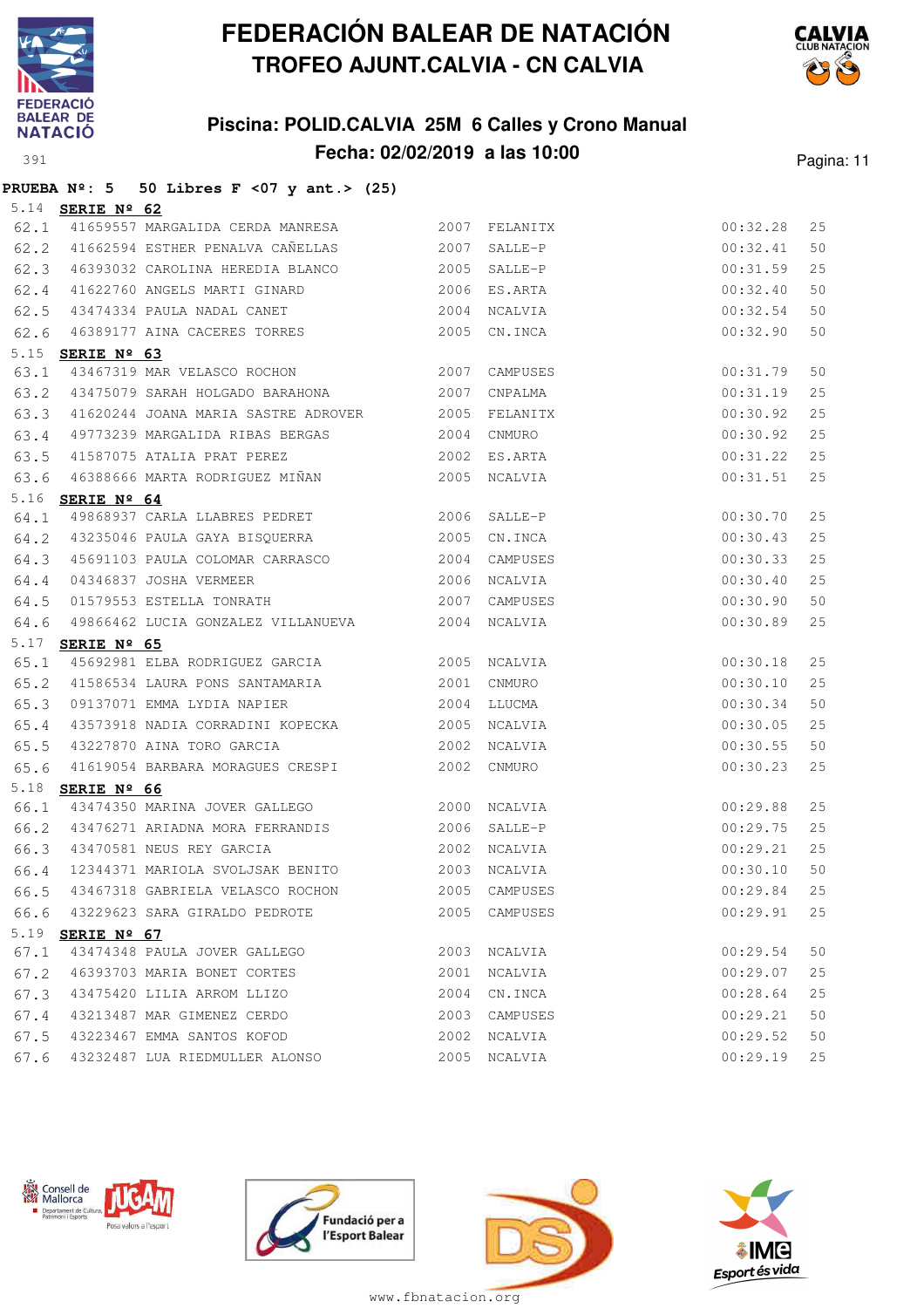# FEDERACIÓN BALEAR DE NATACIÓN

## TROFEO AJUNT.CALVIA - CN CALVIA

### Piscina: POLID.CALVIA 25M 6 Calles y Crono Manual

### Fecha: 02/02/2019 a las 10:00

**PRUEBA Nº: 5 50 Libres F <07 y ant.> (25)**

5.14 **SERIE Nº 62**

| | | | | | | |
|---|---|---|---|---|---|---|
| 62.1 | 41659557 | MARGALIDA CERDA MANRESA | 2007 | FELANITX | 00:32.28 | 25 |
| 62.2 | 41662594 | ESTHER PENALVA CAÑELLAS | 2007 | SALLE-P | 00:32.41 | 50 |
| 62.3 | 46393032 | CAROLINA HEREDIA BLANCO | 2005 | SALLE-P | 00:31.59 | 25 |
| 62.4 | 41622760 | ANGELS MARTI GINARD | 2006 | ES.ARTA | 00:32.40 | 50 |
| 62.5 | 43474334 | PAULA NADAL CANET | 2004 | NCALVIA | 00:32.54 | 50 |
| 62.6 | 46389177 | AINA CACERES TORRES | 2005 | CN.INCA | 00:32.90 | 50 |

5.15 **SERIE Nº 63**

| | | | | | | |
|---|---|---|---|---|---|---|
| 63.1 | 43467319 | MAR VELASCO ROCHON | 2007 | CAMPUSES | 00:31.79 | 50 |
| 63.2 | 43475079 | SARAH HOLGADO BARAHONA | 2007 | CNPALMA | 00:31.19 | 25 |
| 63.3 | 41620244 | JOANA MARIA SASTRE ADROVER | 2005 | FELANITX | 00:30.92 | 25 |
| 63.4 | 49773239 | MARGALIDA RIBAS BERGAS | 2004 | CNMURO | 00:30.92 | 25 |
| 63.5 | 41587075 | ATALIA PRAT PEREZ | 2002 | ES.ARTA | 00:31.22 | 25 |
| 63.6 | 46388666 | MARTA RODRIGUEZ MIÑAN | 2005 | NCALVIA | 00:31.51 | 25 |

5.16 **SERIE Nº 64**

| | | | | | | |
|---|---|---|---|---|---|---|
| 64.1 | 49868937 | CARLA LLABRES PEDRET | 2006 | SALLE-P | 00:30.70 | 25 |
| 64.2 | 43235046 | PAULA GAYA BISQUERRA | 2005 | CN.INCA | 00:30.43 | 25 |
| 64.3 | 45691103 | PAULA COLOMAR CARRASCO | 2004 | CAMPUSES | 00:30.33 | 25 |
| 64.4 | 04346837 | JOSHA VERMEER | 2006 | NCALVIA | 00:30.40 | 25 |
| 64.5 | 01579553 | ESTELLA TONRATH | 2007 | CAMPUSES | 00:30.90 | 50 |
| 64.6 | 49866462 | LUCIA GONZALEZ VILLANUEVA | 2004 | NCALVIA | 00:30.89 | 25 |

5.17 **SERIE Nº 65**

| | | | | | | |
|---|---|---|---|---|---|---|
| 65.1 | 45692981 | ELBA RODRIGUEZ GARCIA | 2005 | NCALVIA | 00:30.18 | 25 |
| 65.2 | 41586534 | LAURA PONS SANTAMARIA | 2001 | CNMURO | 00:30.10 | 25 |
| 65.3 | 09137071 | EMMA LYDIA NAPIER | 2004 | LLUCMA | 00:30.34 | 50 |
| 65.4 | 43573918 | NADIA CORRADINI KOPECKA | 2005 | NCALVIA | 00:30.05 | 25 |
| 65.5 | 43227870 | AINA TORO GARCIA | 2002 | NCALVIA | 00:30.55 | 50 |
| 65.6 | 41619054 | BARBARA MORAGUES CRESPI | 2002 | CNMURO | 00:30.23 | 25 |

5.18 **SERIE Nº 66**

| | | | | | | |
|---|---|---|---|---|---|---|
| 66.1 | 43474350 | MARINA JOVER GALLEGO | 2000 | NCALVIA | 00:29.88 | 25 |
| 66.2 | 43476271 | ARIADNA MORA FERRANDIS | 2006 | SALLE-P | 00:29.75 | 25 |
| 66.3 | 43470581 | NEUS REY GARCIA | 2002 | NCALVIA | 00:29.21 | 25 |
| 66.4 | 12344371 | MARIOLA SVOLJSAK BENITO | 2003 | NCALVIA | 00:30.10 | 50 |
| 66.5 | 43467318 | GABRIELA VELASCO ROCHON | 2005 | CAMPUSES | 00:29.84 | 25 |
| 66.6 | 43229623 | SARA GIRALDO PEDROTE | 2005 | CAMPUSES | 00:29.91 | 25 |

5.19 **SERIE Nº 67**

| | | | | | | |
|---|---|---|---|---|---|---|
| 67.1 | 43474348 | PAULA JOVER GALLEGO | 2003 | NCALVIA | 00:29.54 | 50 |
| 67.2 | 46393703 | MARIA BONET CORTES | 2001 | NCALVIA | 00:29.07 | 25 |
| 67.3 | 43475420 | LILIA ARROM LLIZO | 2004 | CN.INCA | 00:28.64 | 25 |
| 67.4 | 43213487 | MAR GIMENEZ CERDO | 2003 | CAMPUSES | 00:29.21 | 50 |
| 67.5 | 43223467 | EMMA SANTOS KOFOD | 2002 | NCALVIA | 00:29.52 | 50 |
| 67.6 | 43232487 | LUA RIEDMULLER ALONSO | 2005 | NCALVIA | 00:29.19 | 25 |

www.fbnatacion.org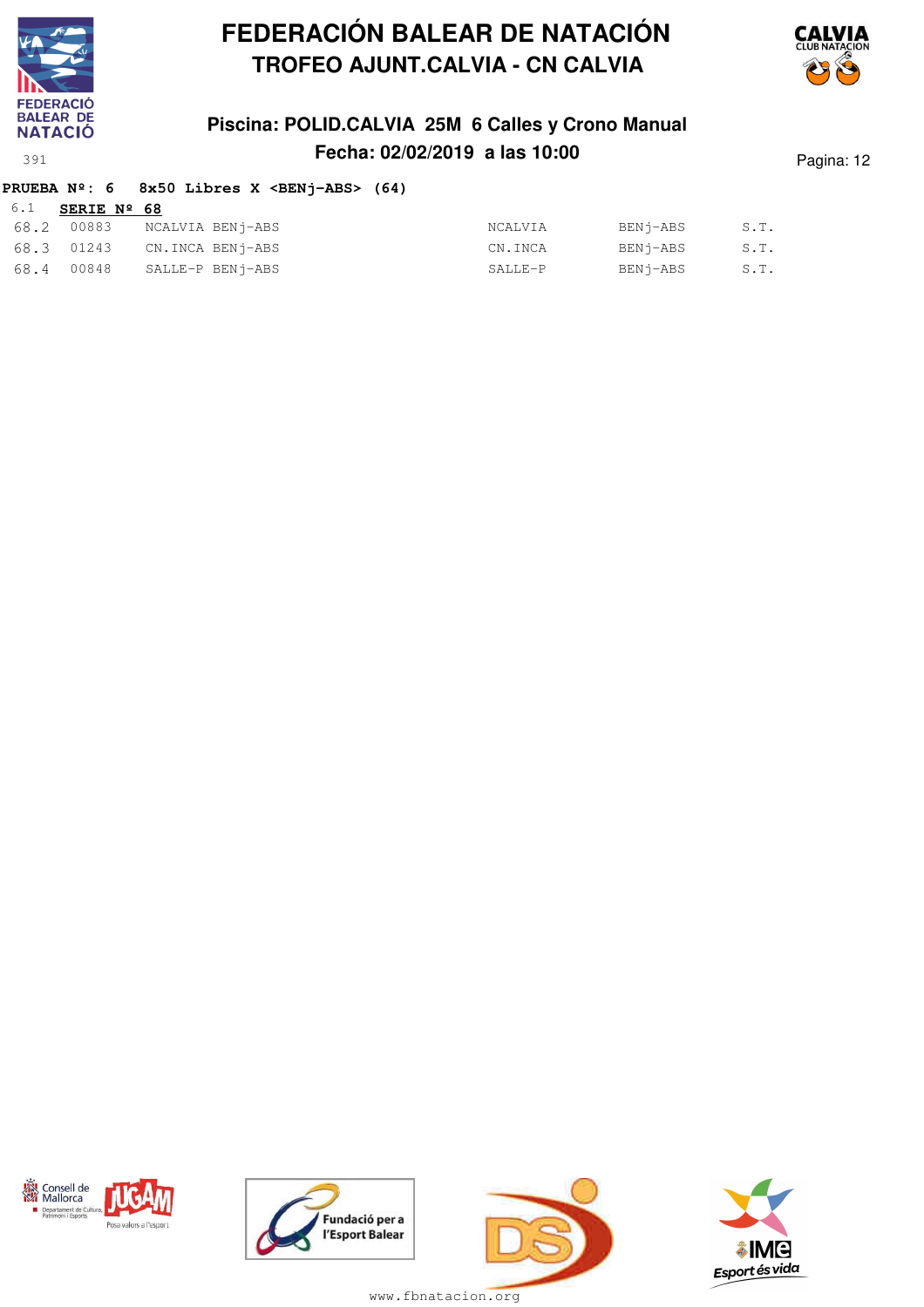# FEDERACIÓN BALEAR DE NATACIÓN

## TROFEO AJUNT.CALVIA - CN CALVIA

### Piscina: POLID.CALVIA 25M 6 Calles y Crono Manual

### Fecha: 02/02/2019 a las 10:00

391

**PRUEBA Nº: 6 8x50 Libres X <BENj-ABS> (64)**

6.1 **SERIE Nº 68**

| | | | | | |
|---|---|---|---|---|---|
| 68.2 | 00883 | NCALVIA BENj-ABS | NCALVIA | BENj-ABS | S.T. |
| 68.3 | 01243 | CN.INCA BENj-ABS | CN.INCA | BENj-ABS | S.T. |
| 68.4 | 00848 | SALLE-P BENj-ABS | SALLE-P | BENj-ABS | S.T. |

www.fbnatacion.org